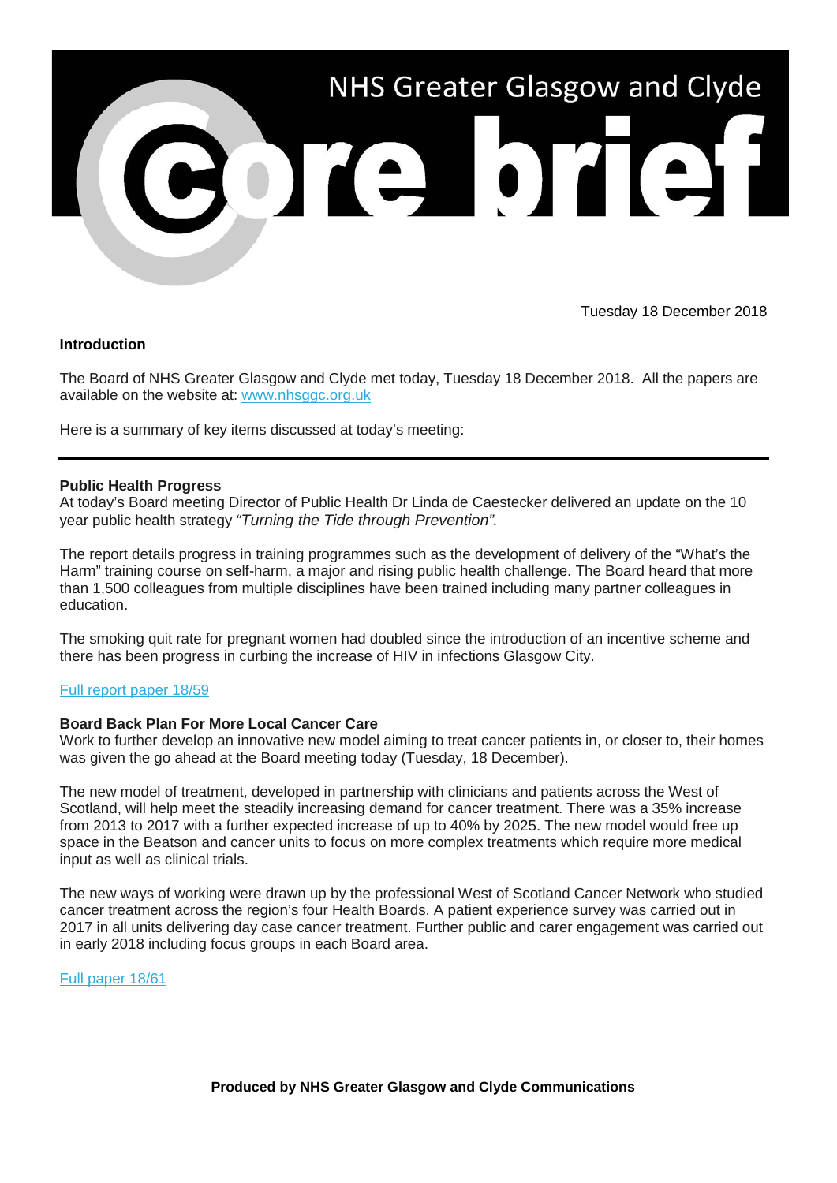# NHS Greater Glasgow and Clyde core brief

Tuesday 18 December 2018

**Introduction**

The Board of NHS Greater Glasgow and Clyde met today, Tuesday 18 December 2018. All the papers are available on the website at: [www.nhsggc.org.uk](www.nhsggc.org.uk)

Here is a summary of key items discussed at today's meeting:

---

**Public Health Progress**

At today's Board meeting Director of Public Health Dr Linda de Caestecker delivered an update on the 10 year public health strategy *"Turning the Tide through Prevention".*

The report details progress in training programmes such as the development of delivery of the "What's the Harm" training course on self-harm, a major and rising public health challenge. The Board heard that more than 1,500 colleagues from multiple disciplines have been trained including many partner colleagues in education.

The smoking quit rate for pregnant women had doubled since the introduction of an incentive scheme and there has been progress in curbing the increase of HIV in infections Glasgow City.

Full report paper 18/59

**Board Back Plan For More Local Cancer Care**

Work to further develop an innovative new model aiming to treat cancer patients in, or closer to, their homes was given the go ahead at the Board meeting today (Tuesday, 18 December).

The new model of treatment, developed in partnership with clinicians and patients across the West of Scotland, will help meet the steadily increasing demand for cancer treatment. There was a 35% increase from 2013 to 2017 with a further expected increase of up to 40% by 2025. The new model would free up space in the Beatson and cancer units to focus on more complex treatments which require more medical input as well as clinical trials.

The new ways of working were drawn up by the professional West of Scotland Cancer Network who studied cancer treatment across the region's four Health Boards. A patient experience survey was carried out in 2017 in all units delivering day case cancer treatment. Further public and carer engagement was carried out in early 2018 including focus groups in each Board area.

Full paper 18/61

**Produced by NHS Greater Glasgow and Clyde Communications**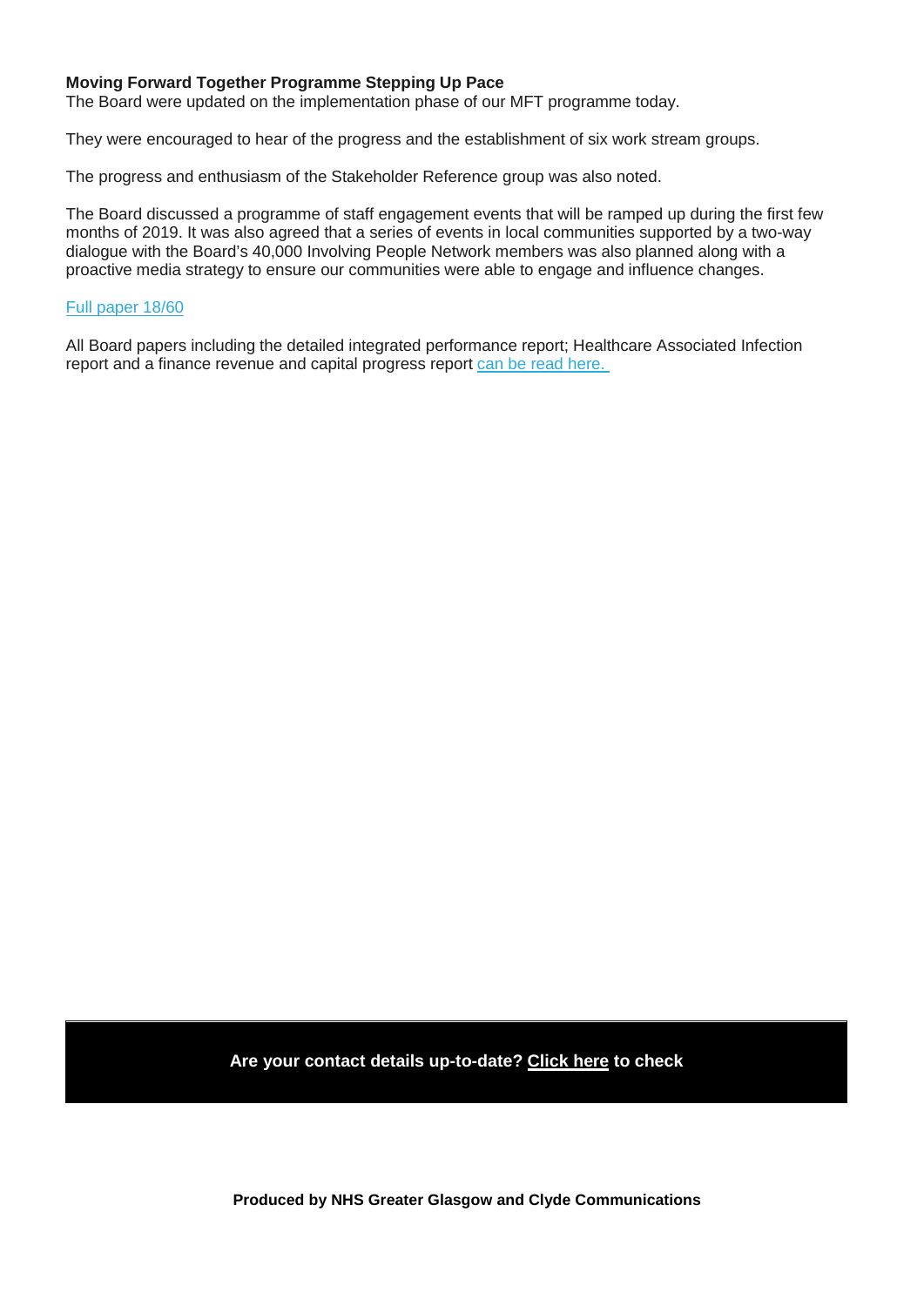**Moving Forward Together Programme Stepping Up Pace**

The Board were updated on the implementation phase of our MFT programme today.

They were encouraged to hear of the progress and the establishment of six work stream groups.

The progress and enthusiasm of the Stakeholder Reference group was also noted.

The Board discussed a programme of staff engagement events that will be ramped up during the first few months of 2019. It was also agreed that a series of events in local communities supported by a two-way dialogue with the Board's 40,000 Involving People Network members was also planned along with a proactive media strategy to ensure our communities were able to engage and influence changes.

Full paper 18/60

All Board papers including the detailed integrated performance report; Healthcare Associated Infection report and a finance revenue and capital progress report can be read here.

**Are your contact details up-to-date? Click here to check**

**Produced by NHS Greater Glasgow and Clyde Communications**